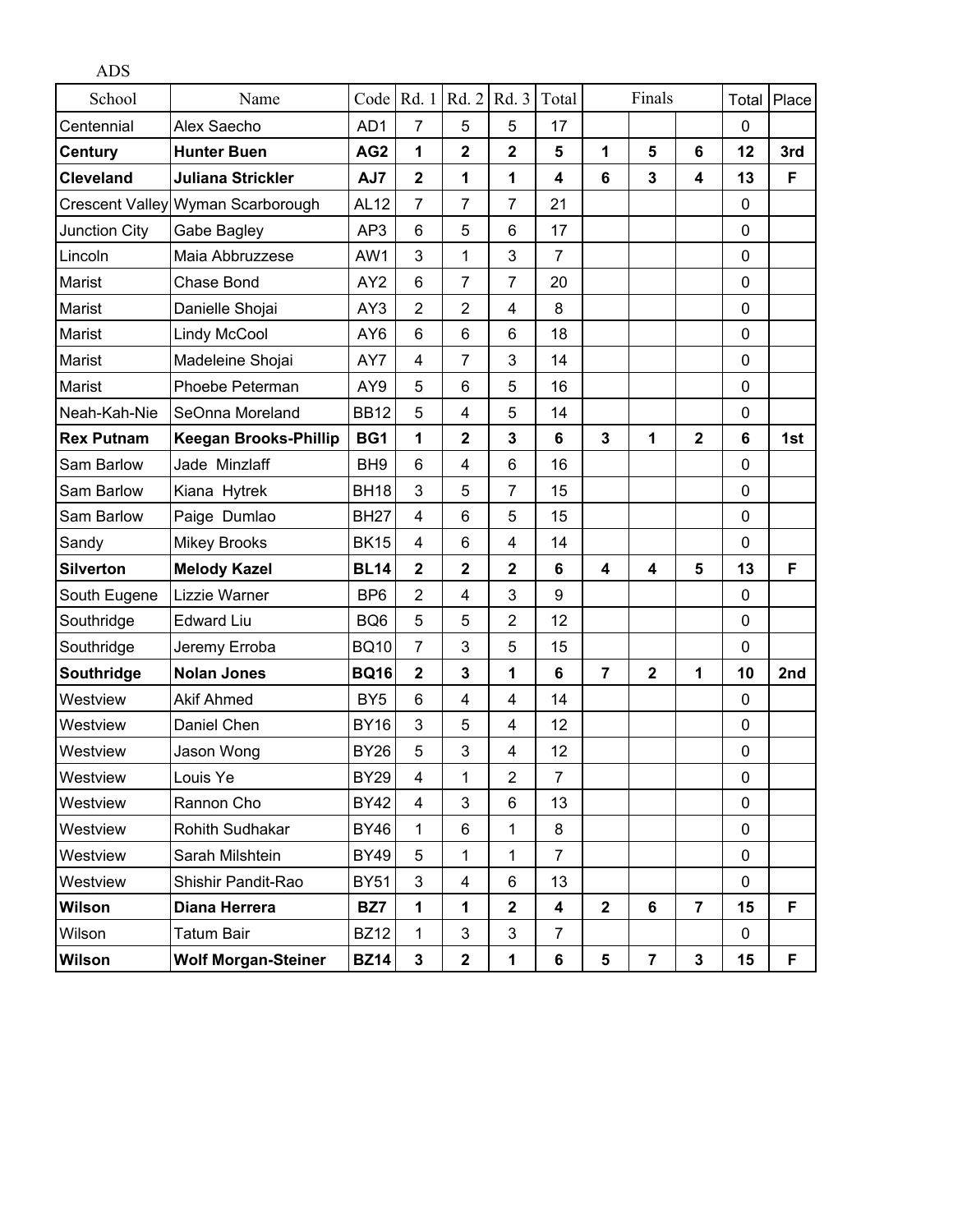ADS

| School | Name | Code | Rd. 1 | Rd. 2 | Rd. 3 | Total | Finals | | | Total | Place |
|---|---|---|---|---|---|---|---|---|---|---|---|
| Centennial | Alex Saecho | AD1 | 7 | 5 | 5 | 17 | | | | 0 | |
| **Century** | **Hunter Buen** | **AG2** | **1** | **2** | **2** | **5** | **1** | **5** | **6** | **12** | **3rd** |
| **Cleveland** | **Juliana Strickler** | **AJ7** | **2** | **1** | **1** | **4** | **6** | **3** | **4** | **13** | **F** |
| Crescent Valley | Wyman Scarborough | AL12 | 7 | 7 | 7 | 21 | | | | 0 | |
| Junction City | Gabe Bagley | AP3 | 6 | 5 | 6 | 17 | | | | 0 | |
| Lincoln | Maia Abbruzzese | AW1 | 3 | 1 | 3 | 7 | | | | 0 | |
| Marist | Chase Bond | AY2 | 6 | 7 | 7 | 20 | | | | 0 | |
| Marist | Danielle Shojai | AY3 | 2 | 2 | 4 | 8 | | | | 0 | |
| Marist | Lindy McCool | AY6 | 6 | 6 | 6 | 18 | | | | 0 | |
| Marist | Madeleine Shojai | AY7 | 4 | 7 | 3 | 14 | | | | 0 | |
| Marist | Phoebe Peterman | AY9 | 5 | 6 | 5 | 16 | | | | 0 | |
| Neah-Kah-Nie | SeOnna Moreland | BB12 | 5 | 4 | 5 | 14 | | | | 0 | |
| **Rex Putnam** | **Keegan Brooks-Phillip** | **BG1** | **1** | **2** | **3** | **6** | **3** | **1** | **2** | **6** | **1st** |
| Sam Barlow | Jade Minzlaff | BH9 | 6 | 4 | 6 | 16 | | | | 0 | |
| Sam Barlow | Kiana Hytrek | BH18 | 3 | 5 | 7 | 15 | | | | 0 | |
| Sam Barlow | Paige Dumlao | BH27 | 4 | 6 | 5 | 15 | | | | 0 | |
| Sandy | Mikey Brooks | BK15 | 4 | 6 | 4 | 14 | | | | 0 | |
| **Silverton** | **Melody Kazel** | **BL14** | **2** | **2** | **2** | **6** | **4** | **4** | **5** | **13** | **F** |
| South Eugene | Lizzie Warner | BP6 | 2 | 4 | 3 | 9 | | | | 0 | |
| Southridge | Edward Liu | BQ6 | 5 | 5 | 2 | 12 | | | | 0 | |
| Southridge | Jeremy Erroba | BQ10 | 7 | 3 | 5 | 15 | | | | 0 | |
| **Southridge** | **Nolan Jones** | **BQ16** | **2** | **3** | **1** | **6** | **7** | **2** | **1** | **10** | **2nd** |
| Westview | Akif Ahmed | BY5 | 6 | 4 | 4 | 14 | | | | 0 | |
| Westview | Daniel Chen | BY16 | 3 | 5 | 4 | 12 | | | | 0 | |
| Westview | Jason Wong | BY26 | 5 | 3 | 4 | 12 | | | | 0 | |
| Westview | Louis Ye | BY29 | 4 | 1 | 2 | 7 | | | | 0 | |
| Westview | Rannon Cho | BY42 | 4 | 3 | 6 | 13 | | | | 0 | |
| Westview | Rohith Sudhakar | BY46 | 1 | 6 | 1 | 8 | | | | 0 | |
| Westview | Sarah Milshtein | BY49 | 5 | 1 | 1 | 7 | | | | 0 | |
| Westview | Shishir Pandit-Rao | BY51 | 3 | 4 | 6 | 13 | | | | 0 | |
| **Wilson** | **Diana Herrera** | **BZ7** | **1** | **1** | **2** | **4** | **2** | **6** | **7** | **15** | **F** |
| Wilson | Tatum Bair | BZ12 | 1 | 3 | 3 | 7 | | | | 0 | |
| **Wilson** | **Wolf Morgan-Steiner** | **BZ14** | **3** | **2** | **1** | **6** | **5** | **7** | **3** | **15** | **F** |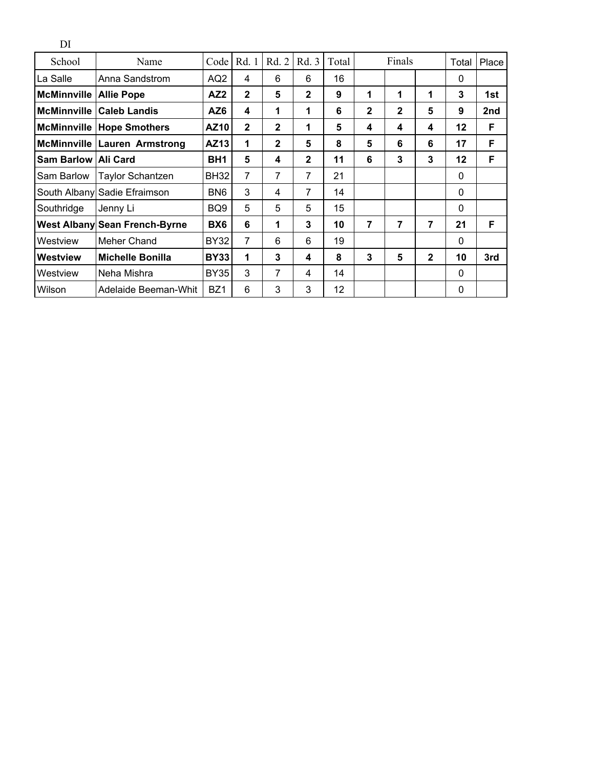DI

| School | Name | Code | Rd. 1 | Rd. 2 | Rd. 3 | Total | Finals | | | Total | Place |
|---|---|---|---|---|---|---|---|---|---|---|---|
| La Salle | Anna Sandstrom | AQ2 | 4 | 6 | 6 | 16 | | | | 0 | |
| **McMinnville** | **Allie Pope** | **AZ2** | **2** | **5** | **2** | **9** | **1** | **1** | **1** | **3** | **1st** |
| **McMinnville** | **Caleb Landis** | **AZ6** | **4** | **1** | **1** | **6** | **2** | **2** | **5** | **9** | **2nd** |
| **McMinnville** | **Hope Smothers** | **AZ10** | **2** | **2** | **1** | **5** | **4** | **4** | **4** | **12** | **F** |
| **McMinnville** | **Lauren Armstrong** | **AZ13** | **1** | **2** | **5** | **8** | **5** | **6** | **6** | **17** | **F** |
| **Sam Barlow** | **Ali Card** | **BH1** | **5** | **4** | **2** | **11** | **6** | **3** | **3** | **12** | **F** |
| Sam Barlow | Taylor Schantzen | BH32 | 7 | 7 | 7 | 21 | | | | 0 | |
| South Albany | Sadie Efraimson | BN6 | 3 | 4 | 7 | 14 | | | | 0 | |
| Southridge | Jenny Li | BQ9 | 5 | 5 | 5 | 15 | | | | 0 | |
| **West Albany** | **Sean French-Byrne** | **BX6** | **6** | **1** | **3** | **10** | **7** | **7** | **7** | **21** | **F** |
| Westview | Meher Chand | BY32 | 7 | 6 | 6 | 19 | | | | 0 | |
| **Westview** | **Michelle Bonilla** | **BY33** | **1** | **3** | **4** | **8** | **3** | **5** | **2** | **10** | **3rd** |
| Westview | Neha Mishra | BY35 | 3 | 7 | 4 | 14 | | | | 0 | |
| Wilson | Adelaide Beeman-Whit | BZ1 | 6 | 3 | 3 | 12 | | | | 0 | |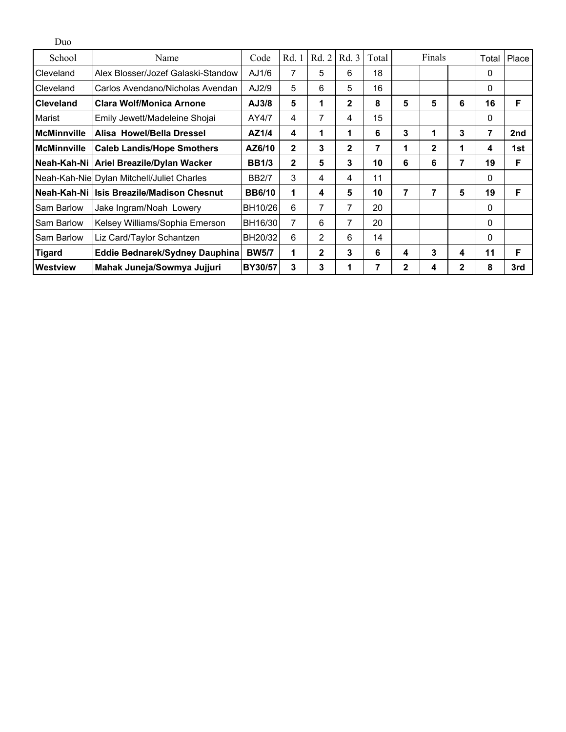Duo

| School | Name | Code | Rd. 1 | Rd. 2 | Rd. 3 | Total | Finals | | | Total | Place |
|---|---|---|---|---|---|---|---|---|---|---|---|
| Cleveland | Alex Blosser/Jozef Galaski-Standow | AJ1/6 | 7 | 5 | 6 | 18 | | | | 0 | |
| Cleveland | Carlos Avendano/Nicholas Avendan | AJ2/9 | 5 | 6 | 5 | 16 | | | | 0 | |
| **Cleveland** | **Clara Wolf/Monica Arnone** | **AJ3/8** | **5** | **1** | **2** | **8** | **5** | **5** | **6** | **16** | **F** |
| Marist | Emily Jewett/Madeleine Shojai | AY4/7 | 4 | 7 | 4 | 15 | | | | 0 | |
| **McMinnville** | **Alisa Howel/Bella Dressel** | **AZ1/4** | **4** | **1** | **1** | **6** | **3** | **1** | **3** | **7** | **2nd** |
| **McMinnville** | **Caleb Landis/Hope Smothers** | **AZ6/10** | **2** | **3** | **2** | **7** | **1** | **2** | **1** | **4** | **1st** |
| **Neah-Kah-Ni** | **Ariel Breazile/Dylan Wacker** | **BB1/3** | **2** | **5** | **3** | **10** | **6** | **6** | **7** | **19** | **F** |
| Neah-Kah-Nie | Dylan Mitchell/Juliet Charles | BB2/7 | 3 | 4 | 4 | 11 | | | | 0 | |
| **Neah-Kah-Ni** | **Isis Breazile/Madison Chesnut** | **BB6/10** | **1** | **4** | **5** | **10** | **7** | **7** | **5** | **19** | **F** |
| Sam Barlow | Jake Ingram/Noah Lowery | BH10/26 | 6 | 7 | 7 | 20 | | | | 0 | |
| Sam Barlow | Kelsey Williams/Sophia Emerson | BH16/30 | 7 | 6 | 7 | 20 | | | | 0 | |
| Sam Barlow | Liz Card/Taylor Schantzen | BH20/32 | 6 | 2 | 6 | 14 | | | | 0 | |
| **Tigard** | **Eddie Bednarek/Sydney Dauphina** | **BW5/7** | **1** | **2** | **3** | **6** | **4** | **3** | **4** | **11** | **F** |
| **Westview** | **Mahak Juneja/Sowmya Jujjuri** | **BY30/57** | **3** | **3** | **1** | **7** | **2** | **4** | **2** | **8** | **3rd** |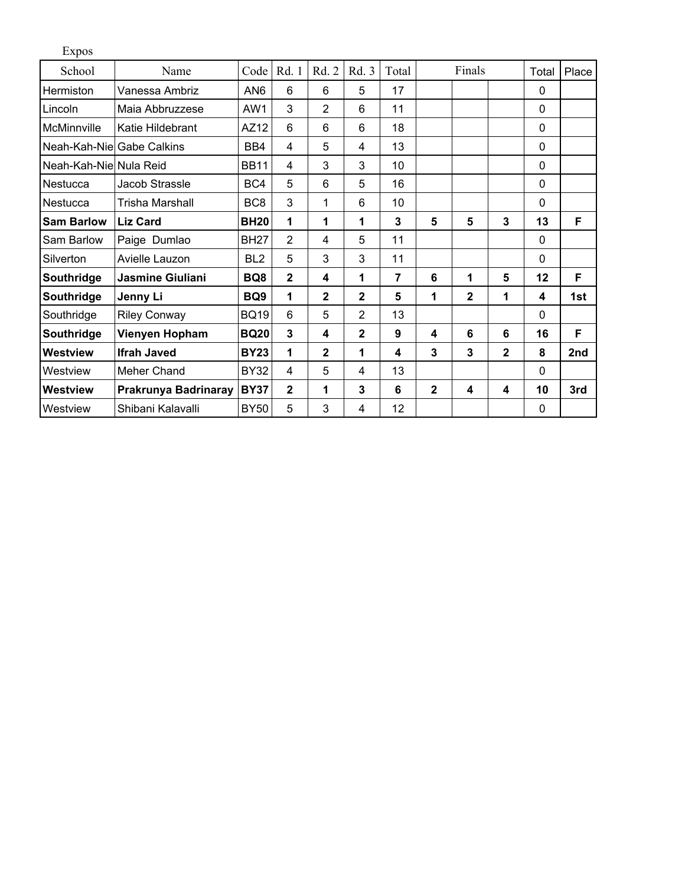Expos

| School | Name | Code | Rd. 1 | Rd. 2 | Rd. 3 | Total | Finals | | | Total | Place |
|---|---|---|---|---|---|---|---|---|---|---|---|
| Hermiston | Vanessa Ambriz | AN6 | 6 | 6 | 5 | 17 | | | | 0 | |
| Lincoln | Maia Abbruzzese | AW1 | 3 | 2 | 6 | 11 | | | | 0 | |
| McMinnville | Katie Hildebrant | AZ12 | 6 | 6 | 6 | 18 | | | | 0 | |
| Neah-Kah-Nie | Gabe Calkins | BB4 | 4 | 5 | 4 | 13 | | | | 0 | |
| Neah-Kah-Nie | Nula Reid | BB11 | 4 | 3 | 3 | 10 | | | | 0 | |
| Nestucca | Jacob Strassle | BC4 | 5 | 6 | 5 | 16 | | | | 0 | |
| Nestucca | Trisha Marshall | BC8 | 3 | 1 | 6 | 10 | | | | 0 | |
| **Sam Barlow** | **Liz Card** | **BH20** | **1** | **1** | **1** | **3** | **5** | **5** | **3** | **13** | **F** |
| Sam Barlow | Paige Dumlao | BH27 | 2 | 4 | 5 | 11 | | | | 0 | |
| Silverton | Avielle Lauzon | BL2 | 5 | 3 | 3 | 11 | | | | 0 | |
| **Southridge** | **Jasmine Giuliani** | **BQ8** | **2** | **4** | **1** | **7** | **6** | **1** | **5** | **12** | **F** |
| **Southridge** | **Jenny Li** | **BQ9** | **1** | **2** | **2** | **5** | **1** | **2** | **1** | **4** | **1st** |
| Southridge | Riley Conway | BQ19 | 6 | 5 | 2 | 13 | | | | 0 | |
| **Southridge** | **Vienyen Hopham** | **BQ20** | **3** | **4** | **2** | **9** | **4** | **6** | **6** | **16** | **F** |
| **Westview** | **Ifrah Javed** | **BY23** | **1** | **2** | **1** | **4** | **3** | **3** | **2** | **8** | **2nd** |
| Westview | Meher Chand | BY32 | 4 | 5 | 4 | 13 | | | | 0 | |
| **Westview** | **Prakrunya Badrinaray** | **BY37** | **2** | **1** | **3** | **6** | **2** | **4** | **4** | **10** | **3rd** |
| Westview | Shibani Kalavalli | BY50 | 5 | 3 | 4 | 12 | | | | 0 | |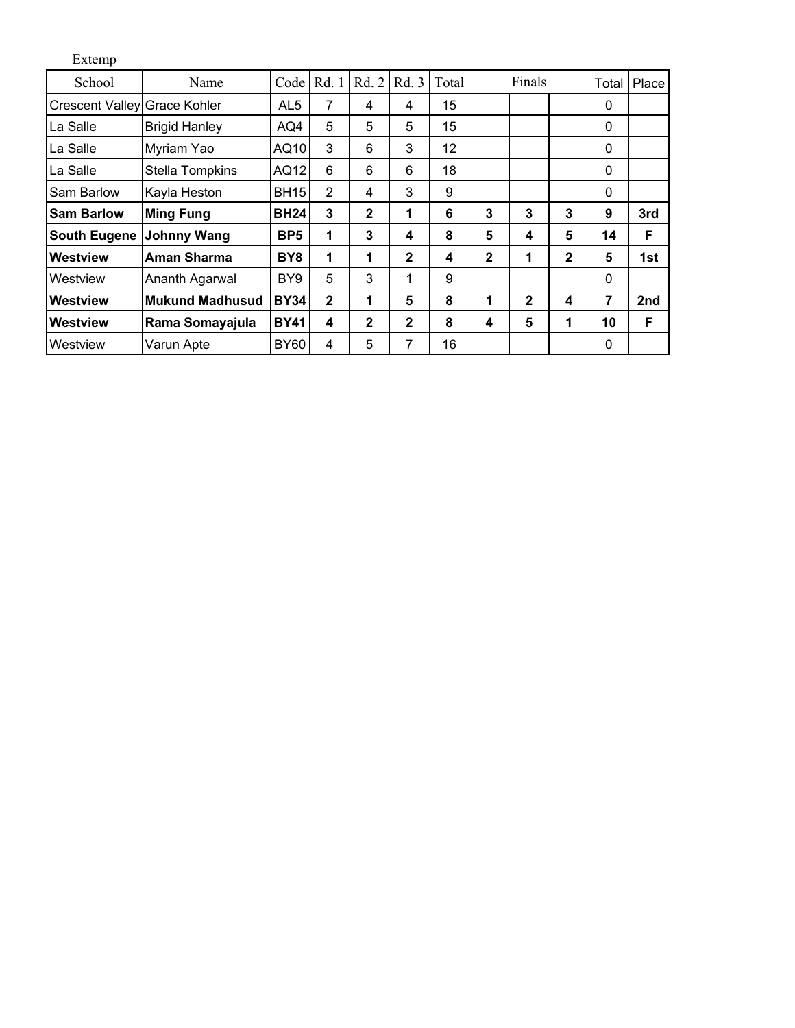Extemp

| School | Name | Code | Rd. 1 | Rd. 2 | Rd. 3 | Total | Finals | | | Total | Place |
|---|---|---|---|---|---|---|---|---|---|---|---|
| Crescent Valley | Grace Kohler | AL5 | 7 | 4 | 4 | 15 | | | | 0 | |
| La Salle | Brigid Hanley | AQ4 | 5 | 5 | 5 | 15 | | | | 0 | |
| La Salle | Myriam Yao | AQ10 | 3 | 6 | 3 | 12 | | | | 0 | |
| La Salle | Stella Tompkins | AQ12 | 6 | 6 | 6 | 18 | | | | 0 | |
| Sam Barlow | Kayla Heston | BH15 | 2 | 4 | 3 | 9 | | | | 0 | |
| **Sam Barlow** | **Ming Fung** | **BH24** | **3** | **2** | **1** | **6** | **3** | **3** | **3** | **9** | **3rd** |
| **South Eugene** | **Johnny Wang** | **BP5** | **1** | **3** | **4** | **8** | **5** | **4** | **5** | **14** | **F** |
| **Westview** | **Aman Sharma** | **BY8** | **1** | **1** | **2** | **4** | **2** | **1** | **2** | **5** | **1st** |
| Westview | Ananth Agarwal | BY9 | 5 | 3 | 1 | 9 | | | | 0 | |
| **Westview** | **Mukund Madhusud** | **BY34** | **2** | **1** | **5** | **8** | **1** | **2** | **4** | **7** | **2nd** |
| **Westview** | **Rama Somayajula** | **BY41** | **4** | **2** | **2** | **8** | **4** | **5** | **1** | **10** | **F** |
| Westview | Varun Apte | BY60 | 4 | 5 | 7 | 16 | | | | 0 | |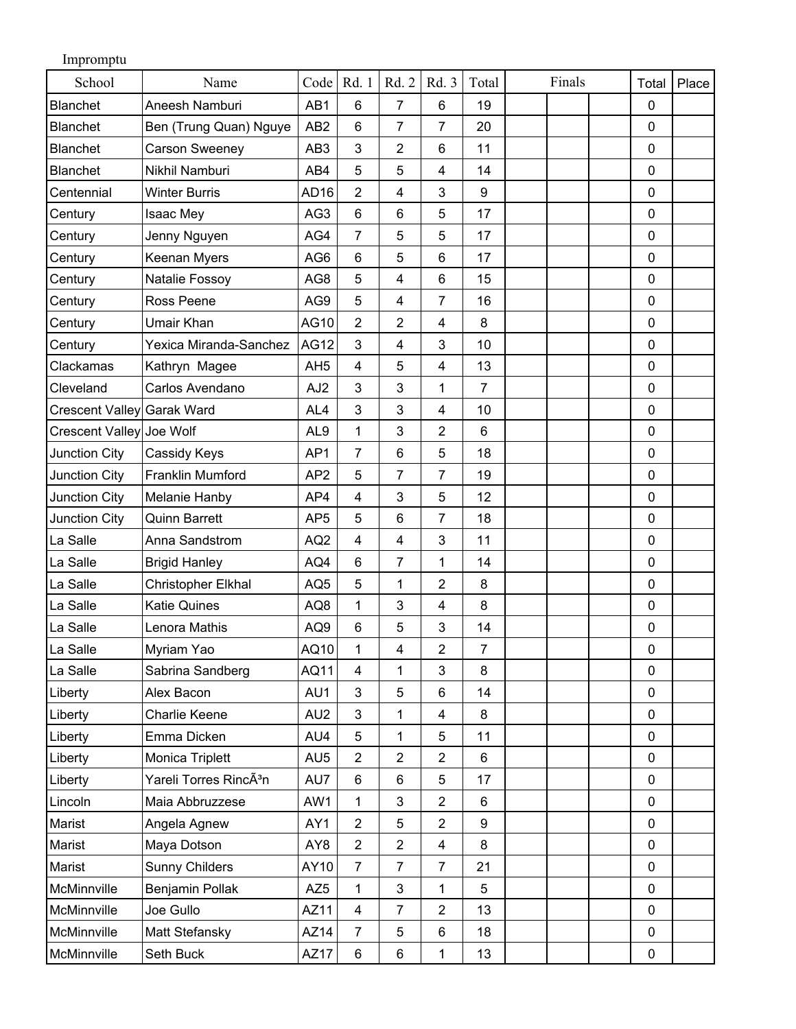Impromptu

| School | Name | Code | Rd. 1 | Rd. 2 | Rd. 3 | Total | Finals | | | Total | Place |
|---|---|---|---|---|---|---|---|---|---|---|---|
| Blanchet | Aneesh Namburi | AB1 | 6 | 7 | 6 | 19 | | | | 0 | |
| Blanchet | Ben (Trung Quan) Nguye | AB2 | 6 | 7 | 7 | 20 | | | | 0 | |
| Blanchet | Carson Sweeney | AB3 | 3 | 2 | 6 | 11 | | | | 0 | |
| Blanchet | Nikhil Namburi | AB4 | 5 | 5 | 4 | 14 | | | | 0 | |
| Centennial | Winter Burris | AD16 | 2 | 4 | 3 | 9 | | | | 0 | |
| Century | Isaac Mey | AG3 | 6 | 6 | 5 | 17 | | | | 0 | |
| Century | Jenny Nguyen | AG4 | 7 | 5 | 5 | 17 | | | | 0 | |
| Century | Keenan Myers | AG6 | 6 | 5 | 6 | 17 | | | | 0 | |
| Century | Natalie Fossoy | AG8 | 5 | 4 | 6 | 15 | | | | 0 | |
| Century | Ross Peene | AG9 | 5 | 4 | 7 | 16 | | | | 0 | |
| Century | Umair Khan | AG10 | 2 | 2 | 4 | 8 | | | | 0 | |
| Century | Yexica Miranda-Sanchez | AG12 | 3 | 4 | 3 | 10 | | | | 0 | |
| Clackamas | Kathryn Magee | AH5 | 4 | 5 | 4 | 13 | | | | 0 | |
| Cleveland | Carlos Avendano | AJ2 | 3 | 3 | 1 | 7 | | | | 0 | |
| Crescent Valley | Garak Ward | AL4 | 3 | 3 | 4 | 10 | | | | 0 | |
| Crescent Valley | Joe Wolf | AL9 | 1 | 3 | 2 | 6 | | | | 0 | |
| Junction City | Cassidy Keys | AP1 | 7 | 6 | 5 | 18 | | | | 0 | |
| Junction City | Franklin Mumford | AP2 | 5 | 7 | 7 | 19 | | | | 0 | |
| Junction City | Melanie Hanby | AP4 | 4 | 3 | 5 | 12 | | | | 0 | |
| Junction City | Quinn Barrett | AP5 | 5 | 6 | 7 | 18 | | | | 0 | |
| La Salle | Anna Sandstrom | AQ2 | 4 | 4 | 3 | 11 | | | | 0 | |
| La Salle | Brigid Hanley | AQ4 | 6 | 7 | 1 | 14 | | | | 0 | |
| La Salle | Christopher Elkhal | AQ5 | 5 | 1 | 2 | 8 | | | | 0 | |
| La Salle | Katie Quines | AQ8 | 1 | 3 | 4 | 8 | | | | 0 | |
| La Salle | Lenora Mathis | AQ9 | 6 | 5 | 3 | 14 | | | | 0 | |
| La Salle | Myriam Yao | AQ10 | 1 | 4 | 2 | 7 | | | | 0 | |
| La Salle | Sabrina Sandberg | AQ11 | 4 | 1 | 3 | 8 | | | | 0 | |
| Liberty | Alex Bacon | AU1 | 3 | 5 | 6 | 14 | | | | 0 | |
| Liberty | Charlie Keene | AU2 | 3 | 1 | 4 | 8 | | | | 0 | |
| Liberty | Emma Dicken | AU4 | 5 | 1 | 5 | 11 | | | | 0 | |
| Liberty | Monica Triplett | AU5 | 2 | 2 | 2 | 6 | | | | 0 | |
| Liberty | Yareli Torres RincÃ³n | AU7 | 6 | 6 | 5 | 17 | | | | 0 | |
| Lincoln | Maia Abbruzzese | AW1 | 1 | 3 | 2 | 6 | | | | 0 | |
| Marist | Angela Agnew | AY1 | 2 | 5 | 2 | 9 | | | | 0 | |
| Marist | Maya Dotson | AY8 | 2 | 2 | 4 | 8 | | | | 0 | |
| Marist | Sunny Childers | AY10 | 7 | 7 | 7 | 21 | | | | 0 | |
| McMinnville | Benjamin Pollak | AZ5 | 1 | 3 | 1 | 5 | | | | 0 | |
| McMinnville | Joe Gullo | AZ11 | 4 | 7 | 2 | 13 | | | | 0 | |
| McMinnville | Matt Stefansky | AZ14 | 7 | 5 | 6 | 18 | | | | 0 | |
| McMinnville | Seth Buck | AZ17 | 6 | 6 | 1 | 13 | | | | 0 | |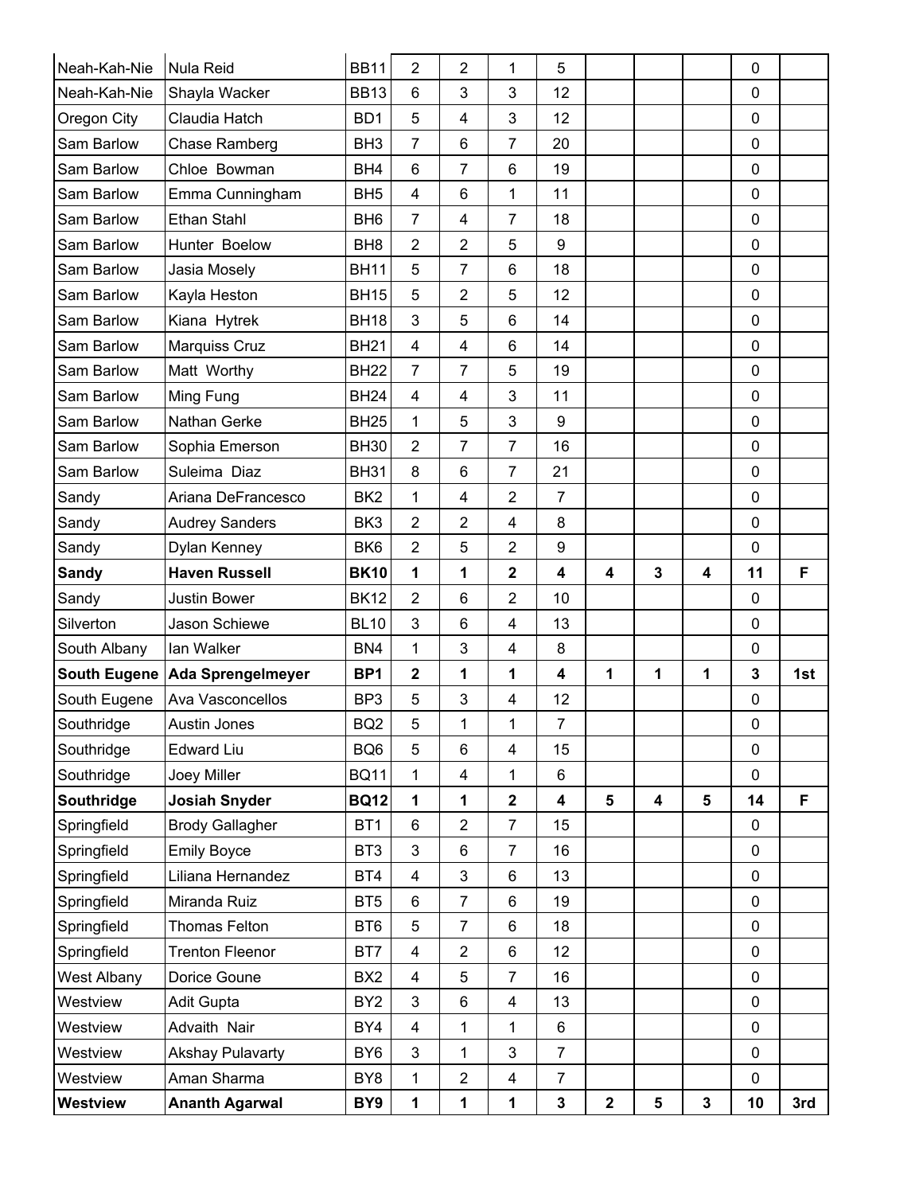| | | | | | | | | | | | |
|---|---|---|---|---|---|---|---|---|---|---|---|
| Neah-Kah-Nie | Nula Reid | BB11 | 2 | 2 | 1 | 5 | | | | 0 | |
| Neah-Kah-Nie | Shayla Wacker | BB13 | 6 | 3 | 3 | 12 | | | | 0 | |
| Oregon City | Claudia Hatch | BD1 | 5 | 4 | 3 | 12 | | | | 0 | |
| Sam Barlow | Chase Ramberg | BH3 | 7 | 6 | 7 | 20 | | | | 0 | |
| Sam Barlow | Chloe Bowman | BH4 | 6 | 7 | 6 | 19 | | | | 0 | |
| Sam Barlow | Emma Cunningham | BH5 | 4 | 6 | 1 | 11 | | | | 0 | |
| Sam Barlow | Ethan Stahl | BH6 | 7 | 4 | 7 | 18 | | | | 0 | |
| Sam Barlow | Hunter Boelow | BH8 | 2 | 2 | 5 | 9 | | | | 0 | |
| Sam Barlow | Jasia Mosely | BH11 | 5 | 7 | 6 | 18 | | | | 0 | |
| Sam Barlow | Kayla Heston | BH15 | 5 | 2 | 5 | 12 | | | | 0 | |
| Sam Barlow | Kiana Hytrek | BH18 | 3 | 5 | 6 | 14 | | | | 0 | |
| Sam Barlow | Marquiss Cruz | BH21 | 4 | 4 | 6 | 14 | | | | 0 | |
| Sam Barlow | Matt Worthy | BH22 | 7 | 7 | 5 | 19 | | | | 0 | |
| Sam Barlow | Ming Fung | BH24 | 4 | 4 | 3 | 11 | | | | 0 | |
| Sam Barlow | Nathan Gerke | BH25 | 1 | 5 | 3 | 9 | | | | 0 | |
| Sam Barlow | Sophia Emerson | BH30 | 2 | 7 | 7 | 16 | | | | 0 | |
| Sam Barlow | Suleima Diaz | BH31 | 8 | 6 | 7 | 21 | | | | 0 | |
| Sandy | Ariana DeFrancesco | BK2 | 1 | 4 | 2 | 7 | | | | 0 | |
| Sandy | Audrey Sanders | BK3 | 2 | 2 | 4 | 8 | | | | 0 | |
| Sandy | Dylan Kenney | BK6 | 2 | 5 | 2 | 9 | | | | 0 | |
| **Sandy** | **Haven Russell** | **BK10** | **1** | **1** | **2** | **4** | **4** | **3** | **4** | **11** | **F** |
| Sandy | Justin Bower | BK12 | 2 | 6 | 2 | 10 | | | | 0 | |
| Silverton | Jason Schiewe | BL10 | 3 | 6 | 4 | 13 | | | | 0 | |
| South Albany | Ian Walker | BN4 | 1 | 3 | 4 | 8 | | | | 0 | |
| **South Eugene** | **Ada Sprengelmeyer** | **BP1** | **2** | **1** | **1** | **4** | **1** | **1** | **1** | **3** | **1st** |
| South Eugene | Ava Vasconcellos | BP3 | 5 | 3 | 4 | 12 | | | | 0 | |
| Southridge | Austin Jones | BQ2 | 5 | 1 | 1 | 7 | | | | 0 | |
| Southridge | Edward Liu | BQ6 | 5 | 6 | 4 | 15 | | | | 0 | |
| Southridge | Joey Miller | BQ11 | 1 | 4 | 1 | 6 | | | | 0 | |
| **Southridge** | **Josiah Snyder** | **BQ12** | **1** | **1** | **2** | **4** | **5** | **4** | **5** | **14** | **F** |
| Springfield | Brody Gallagher | BT1 | 6 | 2 | 7 | 15 | | | | 0 | |
| Springfield | Emily Boyce | BT3 | 3 | 6 | 7 | 16 | | | | 0 | |
| Springfield | Liliana Hernandez | BT4 | 4 | 3 | 6 | 13 | | | | 0 | |
| Springfield | Miranda Ruiz | BT5 | 6 | 7 | 6 | 19 | | | | 0 | |
| Springfield | Thomas Felton | BT6 | 5 | 7 | 6 | 18 | | | | 0 | |
| Springfield | Trenton Fleenor | BT7 | 4 | 2 | 6 | 12 | | | | 0 | |
| West Albany | Dorice Goune | BX2 | 4 | 5 | 7 | 16 | | | | 0 | |
| Westview | Adit Gupta | BY2 | 3 | 6 | 4 | 13 | | | | 0 | |
| Westview | Advaith Nair | BY4 | 4 | 1 | 1 | 6 | | | | 0 | |
| Westview | Akshay Pulavarty | BY6 | 3 | 1 | 3 | 7 | | | | 0 | |
| Westview | Aman Sharma | BY8 | 1 | 2 | 4 | 7 | | | | 0 | |
| **Westview** | **Ananth Agarwal** | **BY9** | **1** | **1** | **1** | **3** | **2** | **5** | **3** | **10** | **3rd** |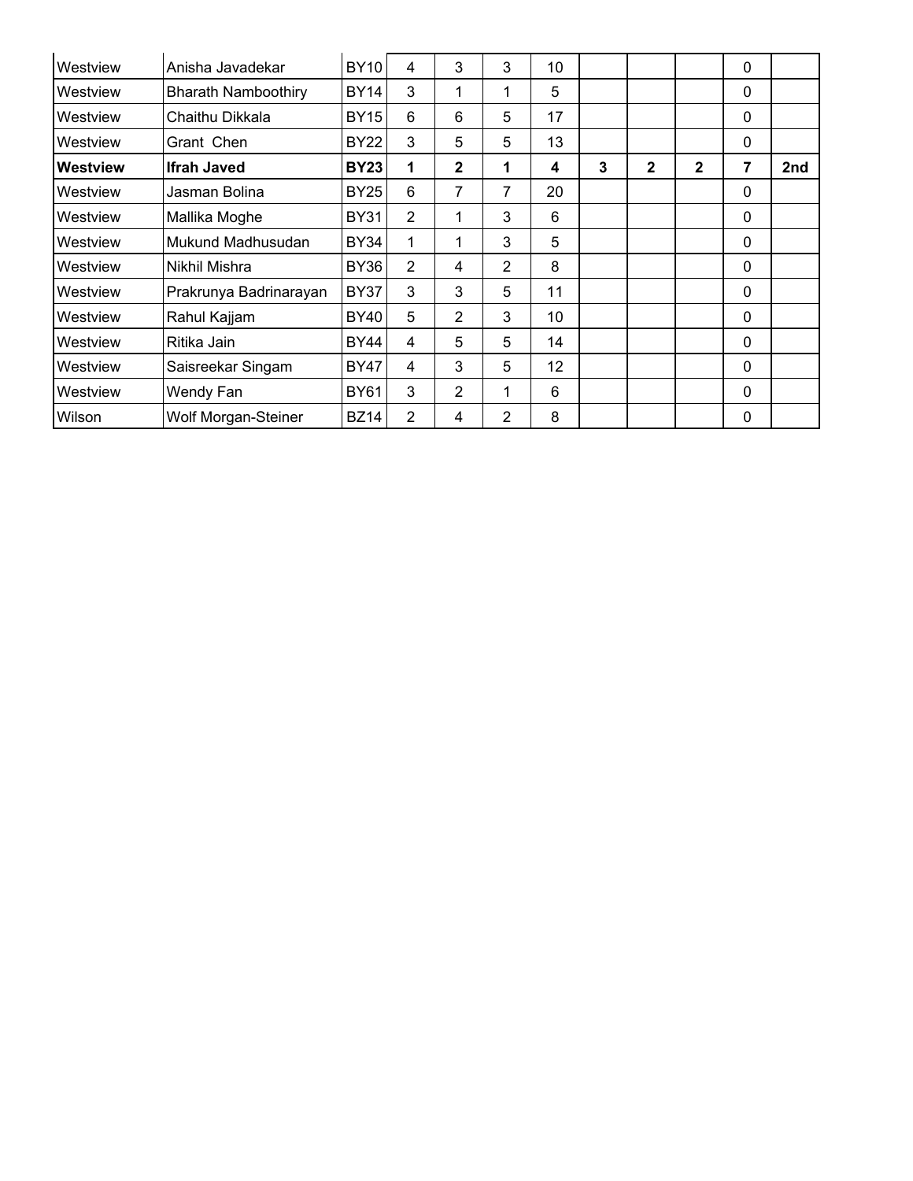| | | | | | | | | | | | |
|---|---|---|---|---|---|---|---|---|---|---|---|
| Westview | Anisha Javadekar | BY10 | 4 | 3 | 3 | 10 | | | | 0 | |
| Westview | Bharath Namboothiry | BY14 | 3 | 1 | 1 | 5 | | | | 0 | |
| Westview | Chaithu Dikkala | BY15 | 6 | 6 | 5 | 17 | | | | 0 | |
| Westview | Grant Chen | BY22 | 3 | 5 | 5 | 13 | | | | 0 | |
| **Westview** | **Ifrah Javed** | **BY23** | **1** | **2** | **1** | **4** | **3** | **2** | **2** | **7** | **2nd** |
| Westview | Jasman Bolina | BY25 | 6 | 7 | 7 | 20 | | | | 0 | |
| Westview | Mallika Moghe | BY31 | 2 | 1 | 3 | 6 | | | | 0 | |
| Westview | Mukund Madhusudan | BY34 | 1 | 1 | 3 | 5 | | | | 0 | |
| Westview | Nikhil Mishra | BY36 | 2 | 4 | 2 | 8 | | | | 0 | |
| Westview | Prakrunya Badrinarayan | BY37 | 3 | 3 | 5 | 11 | | | | 0 | |
| Westview | Rahul Kajjam | BY40 | 5 | 2 | 3 | 10 | | | | 0 | |
| Westview | Ritika Jain | BY44 | 4 | 5 | 5 | 14 | | | | 0 | |
| Westview | Saisreekar Singam | BY47 | 4 | 3 | 5 | 12 | | | | 0 | |
| Westview | Wendy Fan | BY61 | 3 | 2 | 1 | 6 | | | | 0 | |
| Wilson | Wolf Morgan-Steiner | BZ14 | 2 | 4 | 2 | 8 | | | | 0 | |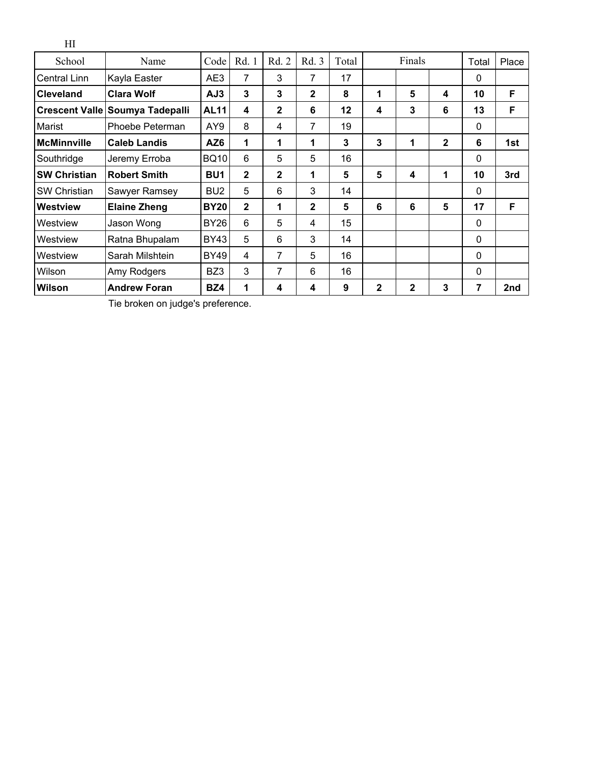HI

| School | Name | Code | Rd. 1 | Rd. 2 | Rd. 3 | Total | Finals | | | Total | Place |
|---|---|---|---|---|---|---|---|---|---|---|---|
| Central Linn | Kayla Easter | AE3 | 7 | 3 | 7 | 17 | | | | 0 | |
| **Cleveland** | **Clara Wolf** | **AJ3** | **3** | **3** | **2** | **8** | **1** | **5** | **4** | **10** | **F** |
| **Crescent Valle** | **Soumya Tadepalli** | **AL11** | **4** | **2** | **6** | **12** | **4** | **3** | **6** | **13** | **F** |
| Marist | Phoebe Peterman | AY9 | 8 | 4 | 7 | 19 | | | | 0 | |
| **McMinnville** | **Caleb Landis** | **AZ6** | **1** | **1** | **1** | **3** | **3** | **1** | **2** | **6** | **1st** |
| Southridge | Jeremy Erroba | BQ10 | 6 | 5 | 5 | 16 | | | | 0 | |
| **SW Christian** | **Robert Smith** | **BU1** | **2** | **2** | **1** | **5** | **5** | **4** | **1** | **10** | **3rd** |
| SW Christian | Sawyer Ramsey | BU2 | 5 | 6 | 3 | 14 | | | | 0 | |
| **Westview** | **Elaine Zheng** | **BY20** | **2** | **1** | **2** | **5** | **6** | **6** | **5** | **17** | **F** |
| Westview | Jason Wong | BY26 | 6 | 5 | 4 | 15 | | | | 0 | |
| Westview | Ratna Bhupalam | BY43 | 5 | 6 | 3 | 14 | | | | 0 | |
| Westview | Sarah Milshtein | BY49 | 4 | 7 | 5 | 16 | | | | 0 | |
| Wilson | Amy Rodgers | BZ3 | 3 | 7 | 6 | 16 | | | | 0 | |
| **Wilson** | **Andrew Foran** | **BZ4** | **1** | **4** | **4** | **9** | **2** | **2** | **3** | **7** | **2nd** |

Tie broken on judge's preference.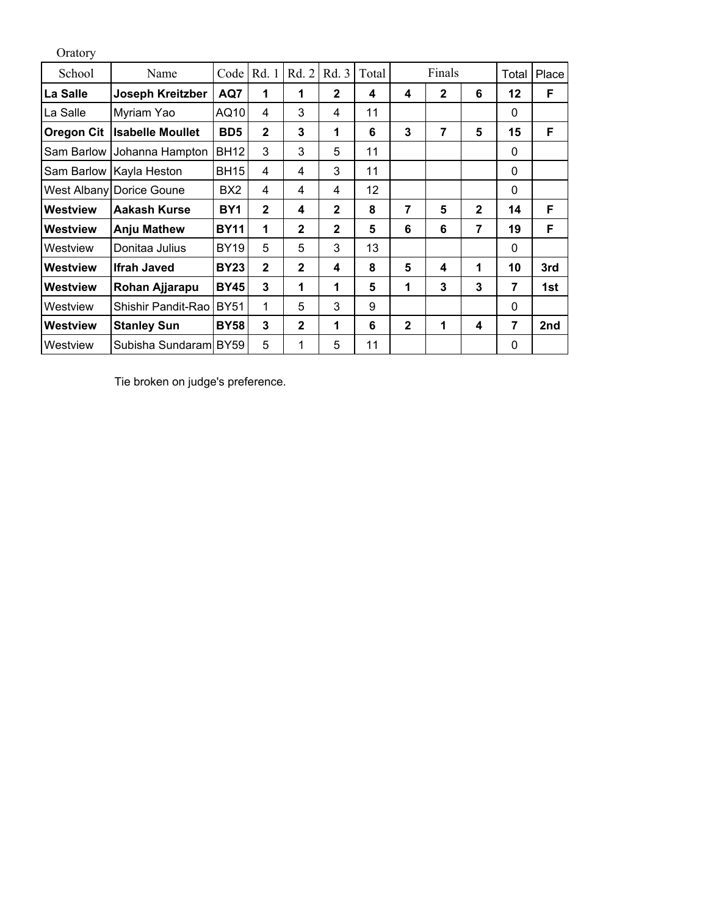Oratory

| School | Name | Code | Rd. 1 | Rd. 2 | Rd. 3 | Total | Finals | | | Total | Place |
|---|---|---|---|---|---|---|---|---|---|---|---|
| **La Salle** | **Joseph Kreitzber** | **AQ7** | **1** | **1** | **2** | **4** | **4** | **2** | **6** | **12** | **F** |
| La Salle | Myriam Yao | AQ10 | 4 | 3 | 4 | 11 | | | | 0 | |
| **Oregon Cit** | **Isabelle Moullet** | **BD5** | **2** | **3** | **1** | **6** | **3** | **7** | **5** | **15** | **F** |
| Sam Barlow | Johanna Hampton | BH12 | 3 | 3 | 5 | 11 | | | | 0 | |
| Sam Barlow | Kayla Heston | BH15 | 4 | 4 | 3 | 11 | | | | 0 | |
| West Albany | Dorice Goune | BX2 | 4 | 4 | 4 | 12 | | | | 0 | |
| **Westview** | **Aakash Kurse** | **BY1** | **2** | **4** | **2** | **8** | **7** | **5** | **2** | **14** | **F** |
| **Westview** | **Anju Mathew** | **BY11** | **1** | **2** | **2** | **5** | **6** | **6** | **7** | **19** | **F** |
| Westview | Donitaa Julius | BY19 | 5 | 5 | 3 | 13 | | | | 0 | |
| **Westview** | **Ifrah Javed** | **BY23** | **2** | **2** | **4** | **8** | **5** | **4** | **1** | **10** | **3rd** |
| **Westview** | **Rohan Ajjarapu** | **BY45** | **3** | **1** | **1** | **5** | **1** | **3** | **3** | **7** | **1st** |
| Westview | Shishir Pandit-Rao | BY51 | 1 | 5 | 3 | 9 | | | | 0 | |
| **Westview** | **Stanley Sun** | **BY58** | **3** | **2** | **1** | **6** | **2** | **1** | **4** | **7** | **2nd** |
| Westview | Subisha Sundaram | BY59 | 5 | 1 | 5 | 11 | | | | 0 | |

Tie broken on judge's preference.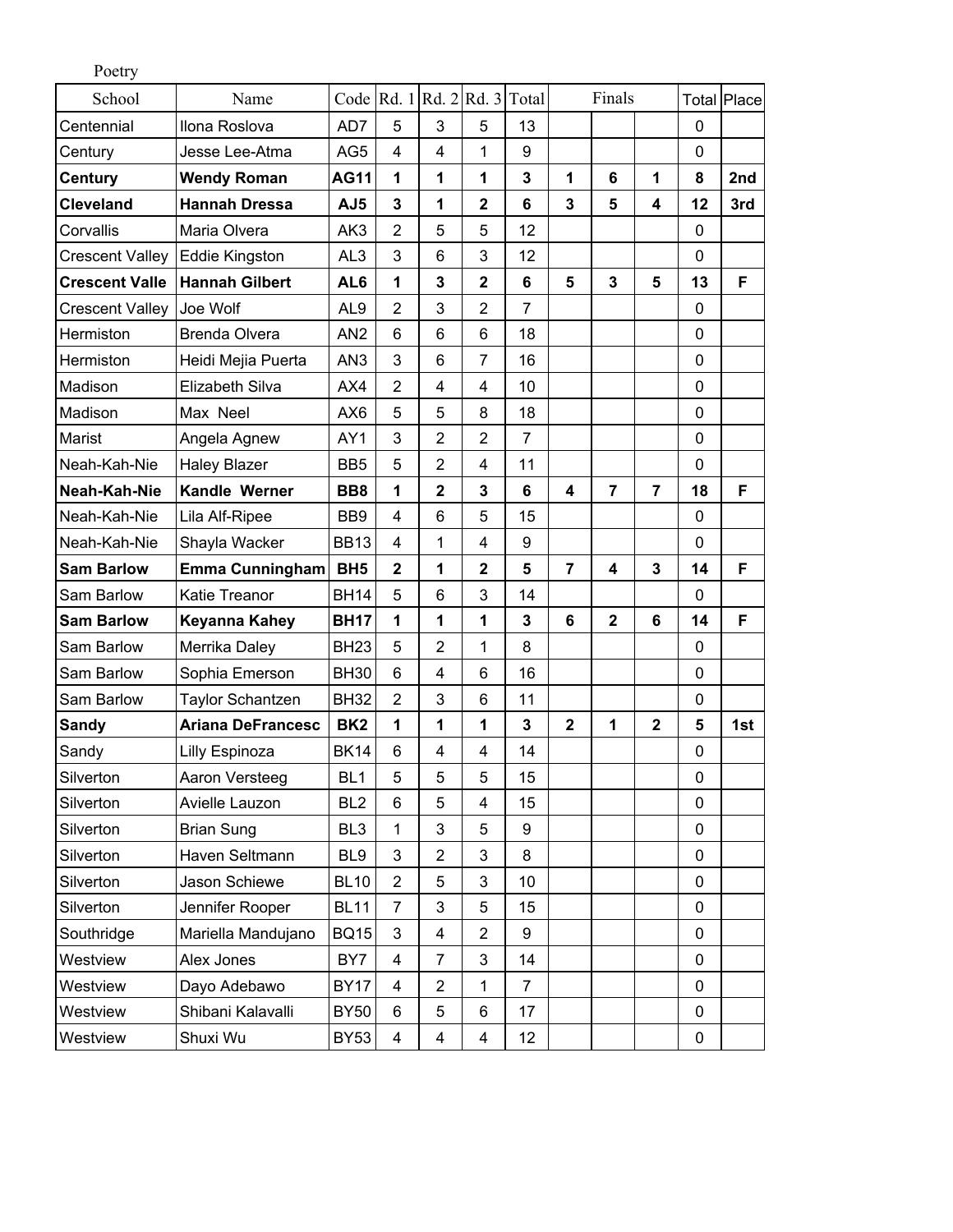Poetry

| School | Name | Code | Rd. 1 | Rd. 2 | Rd. 3 | Total | Finals | | | Total | Place |
|---|---|---|---|---|---|---|---|---|---|---|---|
| Centennial | Ilona Roslova | AD7 | 5 | 3 | 5 | 13 | | | | 0 | |
| Century | Jesse Lee-Atma | AG5 | 4 | 4 | 1 | 9 | | | | 0 | |
| **Century** | **Wendy Roman** | **AG11** | **1** | **1** | **1** | **3** | **1** | **6** | **1** | **8** | **2nd** |
| **Cleveland** | **Hannah Dressa** | **AJ5** | **3** | **1** | **2** | **6** | **3** | **5** | **4** | **12** | **3rd** |
| Corvallis | Maria Olvera | AK3 | 2 | 5 | 5 | 12 | | | | 0 | |
| Crescent Valley | Eddie Kingston | AL3 | 3 | 6 | 3 | 12 | | | | 0 | |
| **Crescent Valle** | **Hannah Gilbert** | **AL6** | **1** | **3** | **2** | **6** | **5** | **3** | **5** | **13** | **F** |
| Crescent Valley | Joe Wolf | AL9 | 2 | 3 | 2 | 7 | | | | 0 | |
| Hermiston | Brenda Olvera | AN2 | 6 | 6 | 6 | 18 | | | | 0 | |
| Hermiston | Heidi Mejia Puerta | AN3 | 3 | 6 | 7 | 16 | | | | 0 | |
| Madison | Elizabeth Silva | AX4 | 2 | 4 | 4 | 10 | | | | 0 | |
| Madison | Max Neel | AX6 | 5 | 5 | 8 | 18 | | | | 0 | |
| Marist | Angela Agnew | AY1 | 3 | 2 | 2 | 7 | | | | 0 | |
| Neah-Kah-Nie | Haley Blazer | BB5 | 5 | 2 | 4 | 11 | | | | 0 | |
| **Neah-Kah-Nie** | **Kandle Werner** | **BB8** | **1** | **2** | **3** | **6** | **4** | **7** | **7** | **18** | **F** |
| Neah-Kah-Nie | Lila Alf-Ripee | BB9 | 4 | 6 | 5 | 15 | | | | 0 | |
| Neah-Kah-Nie | Shayla Wacker | BB13 | 4 | 1 | 4 | 9 | | | | 0 | |
| **Sam Barlow** | **Emma Cunningham** | **BH5** | **2** | **1** | **2** | **5** | **7** | **4** | **3** | **14** | **F** |
| Sam Barlow | Katie Treanor | BH14 | 5 | 6 | 3 | 14 | | | | 0 | |
| **Sam Barlow** | **Keyanna Kahey** | **BH17** | **1** | **1** | **1** | **3** | **6** | **2** | **6** | **14** | **F** |
| Sam Barlow | Merrika Daley | BH23 | 5 | 2 | 1 | 8 | | | | 0 | |
| Sam Barlow | Sophia Emerson | BH30 | 6 | 4 | 6 | 16 | | | | 0 | |
| Sam Barlow | Taylor Schantzen | BH32 | 2 | 3 | 6 | 11 | | | | 0 | |
| **Sandy** | **Ariana DeFrancesc** | **BK2** | **1** | **1** | **1** | **3** | **2** | **1** | **2** | **5** | **1st** |
| Sandy | Lilly Espinoza | BK14 | 6 | 4 | 4 | 14 | | | | 0 | |
| Silverton | Aaron Versteeg | BL1 | 5 | 5 | 5 | 15 | | | | 0 | |
| Silverton | Avielle Lauzon | BL2 | 6 | 5 | 4 | 15 | | | | 0 | |
| Silverton | Brian Sung | BL3 | 1 | 3 | 5 | 9 | | | | 0 | |
| Silverton | Haven Seltmann | BL9 | 3 | 2 | 3 | 8 | | | | 0 | |
| Silverton | Jason Schiewe | BL10 | 2 | 5 | 3 | 10 | | | | 0 | |
| Silverton | Jennifer Rooper | BL11 | 7 | 3 | 5 | 15 | | | | 0 | |
| Southridge | Mariella Mandujano | BQ15 | 3 | 4 | 2 | 9 | | | | 0 | |
| Westview | Alex Jones | BY7 | 4 | 7 | 3 | 14 | | | | 0 | |
| Westview | Dayo Adebawo | BY17 | 4 | 2 | 1 | 7 | | | | 0 | |
| Westview | Shibani Kalavalli | BY50 | 6 | 5 | 6 | 17 | | | | 0 | |
| Westview | Shuxi Wu | BY53 | 4 | 4 | 4 | 12 | | | | 0 | |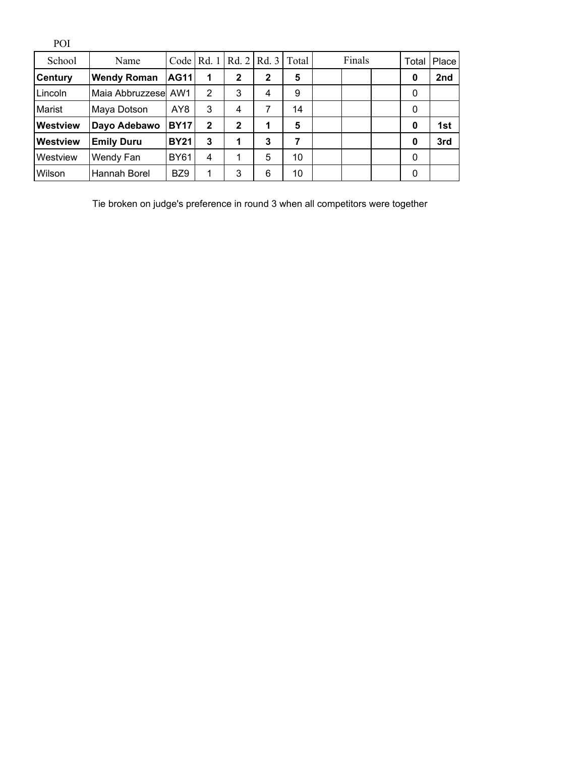POI

| School | Name | Code | Rd. 1 | Rd. 2 | Rd. 3 | Total | Finals | | | Total | Place |
|---|---|---|---|---|---|---|---|---|---|---|---|
| **Century** | **Wendy Roman** | **AG11** | **1** | **2** | **2** | **5** | | | | **0** | **2nd** |
| Lincoln | Maia Abbruzzese | AW1 | 2 | 3 | 4 | 9 | | | | 0 | |
| Marist | Maya Dotson | AY8 | 3 | 4 | 7 | 14 | | | | 0 | |
| **Westview** | **Dayo Adebawo** | **BY17** | **2** | **2** | **1** | **5** | | | | **0** | **1st** |
| **Westview** | **Emily Duru** | **BY21** | **3** | **1** | **3** | **7** | | | | **0** | **3rd** |
| Westview | Wendy Fan | BY61 | 4 | 1 | 5 | 10 | | | | 0 | |
| Wilson | Hannah Borel | BZ9 | 1 | 3 | 6 | 10 | | | | 0 | |

Tie broken on judge's preference in round 3 when all competitors were together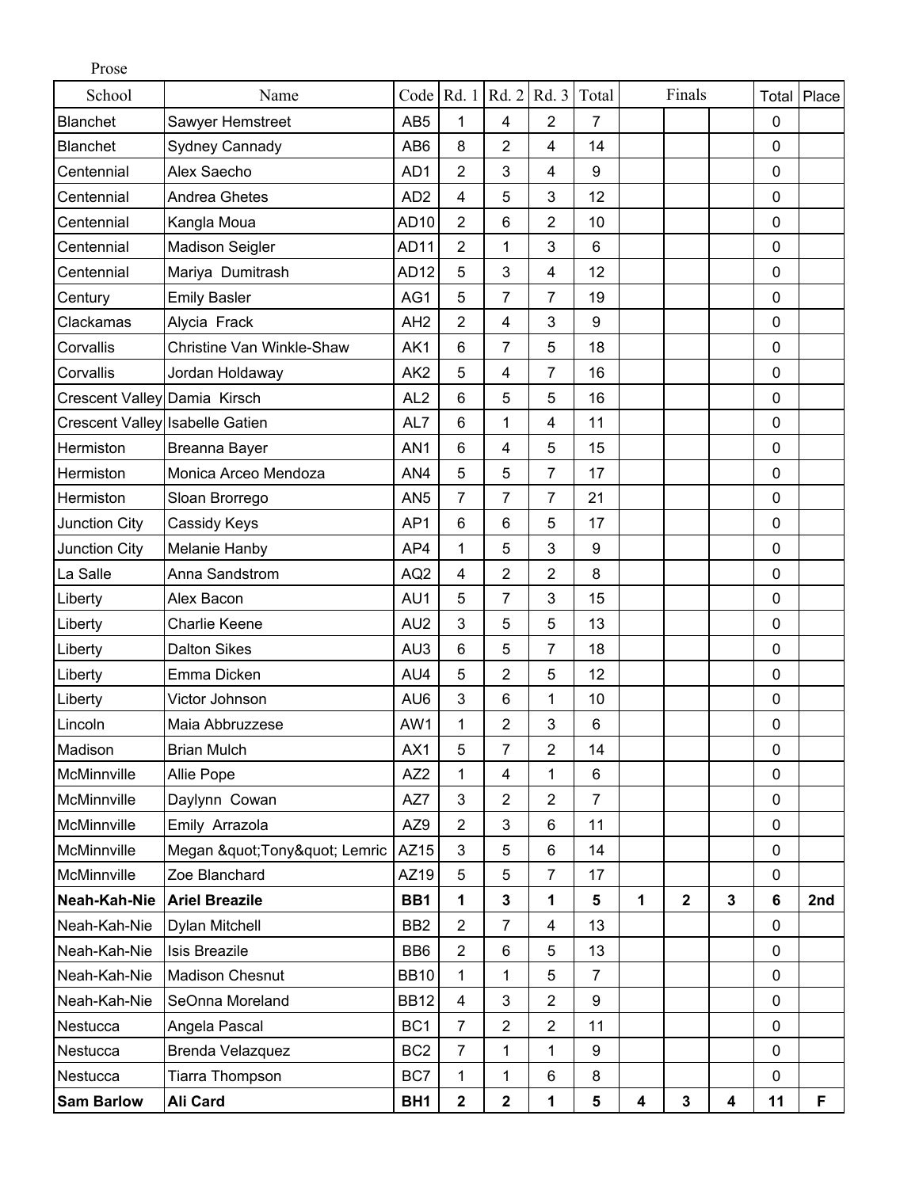Prose

| School | Name | Code | Rd. 1 | Rd. 2 | Rd. 3 | Total | Finals | | | Total | Place |
|---|---|---|---|---|---|---|---|---|---|---|---|
| Blanchet | Sawyer Hemstreet | AB5 | 1 | 4 | 2 | 7 | | | | 0 | |
| Blanchet | Sydney Cannady | AB6 | 8 | 2 | 4 | 14 | | | | 0 | |
| Centennial | Alex Saecho | AD1 | 2 | 3 | 4 | 9 | | | | 0 | |
| Centennial | Andrea Ghetes | AD2 | 4 | 5 | 3 | 12 | | | | 0 | |
| Centennial | Kangla Moua | AD10 | 2 | 6 | 2 | 10 | | | | 0 | |
| Centennial | Madison Seigler | AD11 | 2 | 1 | 3 | 6 | | | | 0 | |
| Centennial | Mariya Dumitrash | AD12 | 5 | 3 | 4 | 12 | | | | 0 | |
| Century | Emily Basler | AG1 | 5 | 7 | 7 | 19 | | | | 0 | |
| Clackamas | Alycia Frack | AH2 | 2 | 4 | 3 | 9 | | | | 0 | |
| Corvallis | Christine Van Winkle-Shaw | AK1 | 6 | 7 | 5 | 18 | | | | 0 | |
| Corvallis | Jordan Holdaway | AK2 | 5 | 4 | 7 | 16 | | | | 0 | |
| Crescent Valley | Damia Kirsch | AL2 | 6 | 5 | 5 | 16 | | | | 0 | |
| Crescent Valley | Isabelle Gatien | AL7 | 6 | 1 | 4 | 11 | | | | 0 | |
| Hermiston | Breanna Bayer | AN1 | 6 | 4 | 5 | 15 | | | | 0 | |
| Hermiston | Monica Arceo Mendoza | AN4 | 5 | 5 | 7 | 17 | | | | 0 | |
| Hermiston | Sloan Brorrego | AN5 | 7 | 7 | 7 | 21 | | | | 0 | |
| Junction City | Cassidy Keys | AP1 | 6 | 6 | 5 | 17 | | | | 0 | |
| Junction City | Melanie Hanby | AP4 | 1 | 5 | 3 | 9 | | | | 0 | |
| La Salle | Anna Sandstrom | AQ2 | 4 | 2 | 2 | 8 | | | | 0 | |
| Liberty | Alex Bacon | AU1 | 5 | 7 | 3 | 15 | | | | 0 | |
| Liberty | Charlie Keene | AU2 | 3 | 5 | 5 | 13 | | | | 0 | |
| Liberty | Dalton Sikes | AU3 | 6 | 5 | 7 | 18 | | | | 0 | |
| Liberty | Emma Dicken | AU4 | 5 | 2 | 5 | 12 | | | | 0 | |
| Liberty | Victor Johnson | AU6 | 3 | 6 | 1 | 10 | | | | 0 | |
| Lincoln | Maia Abbruzzese | AW1 | 1 | 2 | 3 | 6 | | | | 0 | |
| Madison | Brian Mulch | AX1 | 5 | 7 | 2 | 14 | | | | 0 | |
| McMinnville | Allie Pope | AZ2 | 1 | 4 | 1 | 6 | | | | 0 | |
| McMinnville | Daylynn Cowan | AZ7 | 3 | 2 | 2 | 7 | | | | 0 | |
| McMinnville | Emily Arrazola | AZ9 | 2 | 3 | 6 | 11 | | | | 0 | |
| McMinnville | Megan &quot;Tony&quot; Lemric | AZ15 | 3 | 5 | 6 | 14 | | | | 0 | |
| McMinnville | Zoe Blanchard | AZ19 | 5 | 5 | 7 | 17 | | | | 0 | |
| **Neah-Kah-Nie** | **Ariel Breazile** | **BB1** | **1** | **3** | **1** | **5** | **1** | **2** | **3** | **6** | **2nd** |
| Neah-Kah-Nie | Dylan Mitchell | BB2 | 2 | 7 | 4 | 13 | | | | 0 | |
| Neah-Kah-Nie | Isis Breazile | BB6 | 2 | 6 | 5 | 13 | | | | 0 | |
| Neah-Kah-Nie | Madison Chesnut | BB10 | 1 | 1 | 5 | 7 | | | | 0 | |
| Neah-Kah-Nie | SeOnna Moreland | BB12 | 4 | 3 | 2 | 9 | | | | 0 | |
| Nestucca | Angela Pascal | BC1 | 7 | 2 | 2 | 11 | | | | 0 | |
| Nestucca | Brenda Velazquez | BC2 | 7 | 1 | 1 | 9 | | | | 0 | |
| Nestucca | Tiarra Thompson | BC7 | 1 | 1 | 6 | 8 | | | | 0 | |
| **Sam Barlow** | **Ali Card** | **BH1** | **2** | **2** | **1** | **5** | **4** | **3** | **4** | **11** | **F** |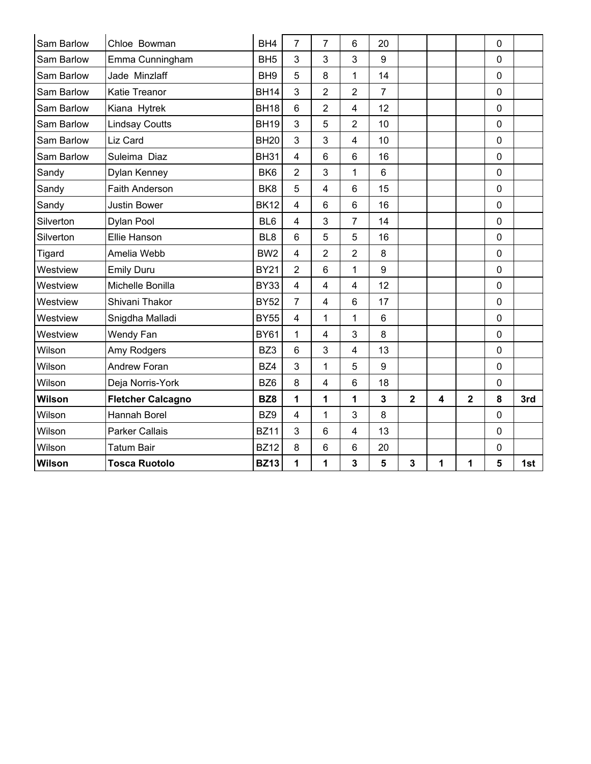| | | | | | | | | | | | |
|---|---|---|---|---|---|---|---|---|---|---|---|
| Sam Barlow | Chloe Bowman | BH4 | 7 | 7 | 6 | 20 | | | | 0 | |
| Sam Barlow | Emma Cunningham | BH5 | 3 | 3 | 3 | 9 | | | | 0 | |
| Sam Barlow | Jade Minzlaff | BH9 | 5 | 8 | 1 | 14 | | | | 0 | |
| Sam Barlow | Katie Treanor | BH14 | 3 | 2 | 2 | 7 | | | | 0 | |
| Sam Barlow | Kiana Hytrek | BH18 | 6 | 2 | 4 | 12 | | | | 0 | |
| Sam Barlow | Lindsay Coutts | BH19 | 3 | 5 | 2 | 10 | | | | 0 | |
| Sam Barlow | Liz Card | BH20 | 3 | 3 | 4 | 10 | | | | 0 | |
| Sam Barlow | Suleima Diaz | BH31 | 4 | 6 | 6 | 16 | | | | 0 | |
| Sandy | Dylan Kenney | BK6 | 2 | 3 | 1 | 6 | | | | 0 | |
| Sandy | Faith Anderson | BK8 | 5 | 4 | 6 | 15 | | | | 0 | |
| Sandy | Justin Bower | BK12 | 4 | 6 | 6 | 16 | | | | 0 | |
| Silverton | Dylan Pool | BL6 | 4 | 3 | 7 | 14 | | | | 0 | |
| Silverton | Ellie Hanson | BL8 | 6 | 5 | 5 | 16 | | | | 0 | |
| Tigard | Amelia Webb | BW2 | 4 | 2 | 2 | 8 | | | | 0 | |
| Westview | Emily Duru | BY21 | 2 | 6 | 1 | 9 | | | | 0 | |
| Westview | Michelle Bonilla | BY33 | 4 | 4 | 4 | 12 | | | | 0 | |
| Westview | Shivani Thakor | BY52 | 7 | 4 | 6 | 17 | | | | 0 | |
| Westview | Snigdha Malladi | BY55 | 4 | 1 | 1 | 6 | | | | 0 | |
| Westview | Wendy Fan | BY61 | 1 | 4 | 3 | 8 | | | | 0 | |
| Wilson | Amy Rodgers | BZ3 | 6 | 3 | 4 | 13 | | | | 0 | |
| Wilson | Andrew Foran | BZ4 | 3 | 1 | 5 | 9 | | | | 0 | |
| Wilson | Deja Norris-York | BZ6 | 8 | 4 | 6 | 18 | | | | 0 | |
| **Wilson** | **Fletcher Calcagno** | **BZ8** | **1** | **1** | **1** | **3** | **2** | **4** | **2** | **8** | **3rd** |
| Wilson | Hannah Borel | BZ9 | 4 | 1 | 3 | 8 | | | | 0 | |
| Wilson | Parker Callais | BZ11 | 3 | 6 | 4 | 13 | | | | 0 | |
| Wilson | Tatum Bair | BZ12 | 8 | 6 | 6 | 20 | | | | 0 | |
| **Wilson** | **Tosca Ruotolo** | **BZ13** | **1** | **1** | **3** | **5** | **3** | **1** | **1** | **5** | **1st** |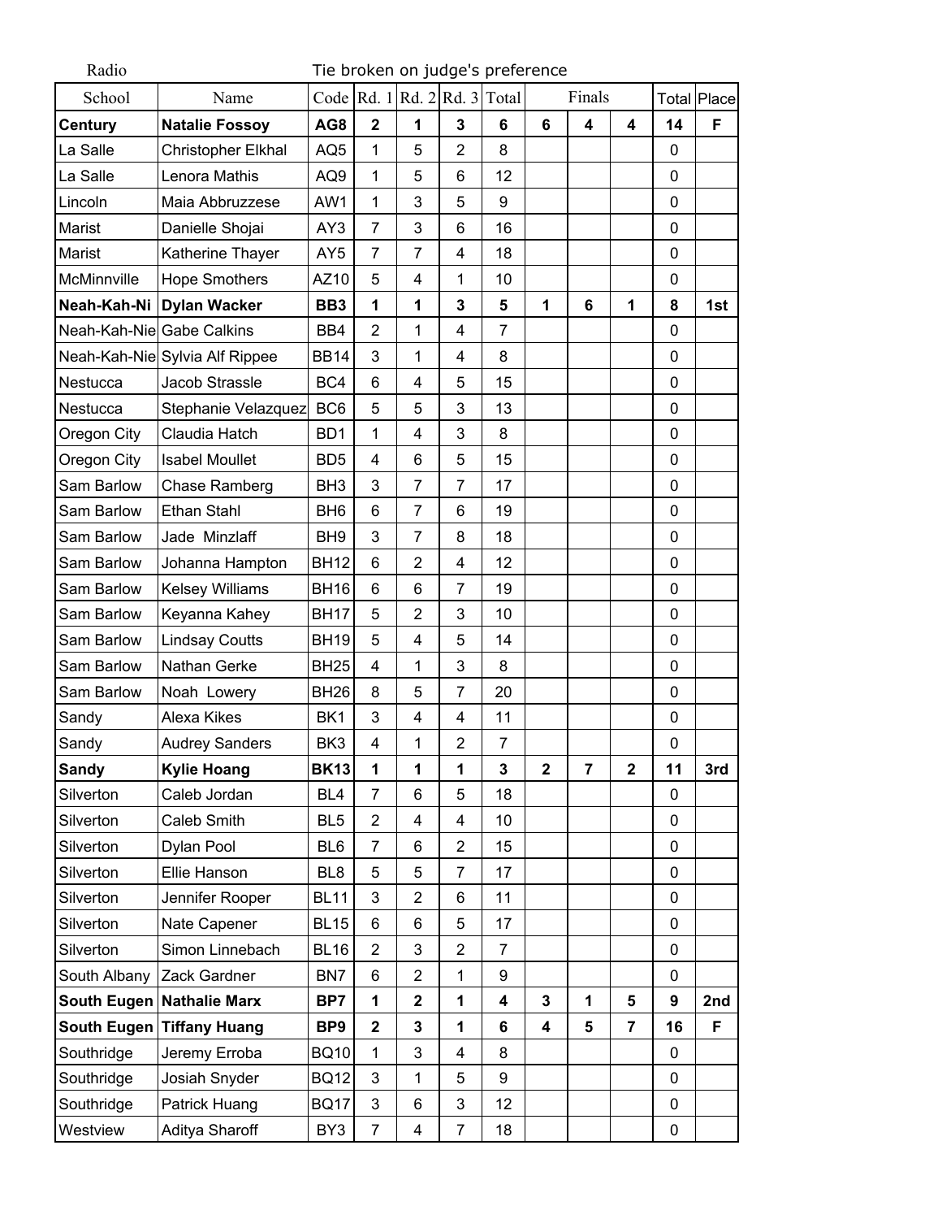Radio

Tie broken on judge's preference

| School | Name | Code | Rd. 1 | Rd. 2 | Rd. 3 | Total | Finals | | | Total | Place |
|---|---|---|---|---|---|---|---|---|---|---|---|
| **Century** | **Natalie Fossoy** | **AG8** | **2** | **1** | **3** | **6** | **6** | **4** | **4** | **14** | **F** |
| La Salle | Christopher Elkhal | AQ5 | 1 | 5 | 2 | 8 | | | | 0 | |
| La Salle | Lenora Mathis | AQ9 | 1 | 5 | 6 | 12 | | | | 0 | |
| Lincoln | Maia Abbruzzese | AW1 | 1 | 3 | 5 | 9 | | | | 0 | |
| Marist | Danielle Shojai | AY3 | 7 | 3 | 6 | 16 | | | | 0 | |
| Marist | Katherine Thayer | AY5 | 7 | 7 | 4 | 18 | | | | 0 | |
| McMinnville | Hope Smothers | AZ10 | 5 | 4 | 1 | 10 | | | | 0 | |
| **Neah-Kah-Ni** | **Dylan Wacker** | **BB3** | **1** | **1** | **3** | **5** | **1** | **6** | **1** | **8** | **1st** |
| Neah-Kah-Nie | Gabe Calkins | BB4 | 2 | 1 | 4 | 7 | | | | 0 | |
| Neah-Kah-Nie | Sylvia Alf Rippee | BB14 | 3 | 1 | 4 | 8 | | | | 0 | |
| Nestucca | Jacob Strassle | BC4 | 6 | 4 | 5 | 15 | | | | 0 | |
| Nestucca | Stephanie Velazquez | BC6 | 5 | 5 | 3 | 13 | | | | 0 | |
| Oregon City | Claudia Hatch | BD1 | 1 | 4 | 3 | 8 | | | | 0 | |
| Oregon City | Isabel Moullet | BD5 | 4 | 6 | 5 | 15 | | | | 0 | |
| Sam Barlow | Chase Ramberg | BH3 | 3 | 7 | 7 | 17 | | | | 0 | |
| Sam Barlow | Ethan Stahl | BH6 | 6 | 7 | 6 | 19 | | | | 0 | |
| Sam Barlow | Jade Minzlaff | BH9 | 3 | 7 | 8 | 18 | | | | 0 | |
| Sam Barlow | Johanna Hampton | BH12 | 6 | 2 | 4 | 12 | | | | 0 | |
| Sam Barlow | Kelsey Williams | BH16 | 6 | 6 | 7 | 19 | | | | 0 | |
| Sam Barlow | Keyanna Kahey | BH17 | 5 | 2 | 3 | 10 | | | | 0 | |
| Sam Barlow | Lindsay Coutts | BH19 | 5 | 4 | 5 | 14 | | | | 0 | |
| Sam Barlow | Nathan Gerke | BH25 | 4 | 1 | 3 | 8 | | | | 0 | |
| Sam Barlow | Noah Lowery | BH26 | 8 | 5 | 7 | 20 | | | | 0 | |
| Sandy | Alexa Kikes | BK1 | 3 | 4 | 4 | 11 | | | | 0 | |
| Sandy | Audrey Sanders | BK3 | 4 | 1 | 2 | 7 | | | | 0 | |
| **Sandy** | **Kylie Hoang** | **BK13** | **1** | **1** | **1** | **3** | **2** | **7** | **2** | **11** | **3rd** |
| Silverton | Caleb Jordan | BL4 | 7 | 6 | 5 | 18 | | | | 0 | |
| Silverton | Caleb Smith | BL5 | 2 | 4 | 4 | 10 | | | | 0 | |
| Silverton | Dylan Pool | BL6 | 7 | 6 | 2 | 15 | | | | 0 | |
| Silverton | Ellie Hanson | BL8 | 5 | 5 | 7 | 17 | | | | 0 | |
| Silverton | Jennifer Rooper | BL11 | 3 | 2 | 6 | 11 | | | | 0 | |
| Silverton | Nate Capener | BL15 | 6 | 6 | 5 | 17 | | | | 0 | |
| Silverton | Simon Linnebach | BL16 | 2 | 3 | 2 | 7 | | | | 0 | |
| South Albany | Zack Gardner | BN7 | 6 | 2 | 1 | 9 | | | | 0 | |
| **South Eugen** | **Nathalie Marx** | **BP7** | **1** | **2** | **1** | **4** | **3** | **1** | **5** | **9** | **2nd** |
| **South Eugen** | **Tiffany Huang** | **BP9** | **2** | **3** | **1** | **6** | **4** | **5** | **7** | **16** | **F** |
| Southridge | Jeremy Erroba | BQ10 | 1 | 3 | 4 | 8 | | | | 0 | |
| Southridge | Josiah Snyder | BQ12 | 3 | 1 | 5 | 9 | | | | 0 | |
| Southridge | Patrick Huang | BQ17 | 3 | 6 | 3 | 12 | | | | 0 | |
| Westview | Aditya Sharoff | BY3 | 7 | 4 | 7 | 18 | | | | 0 | |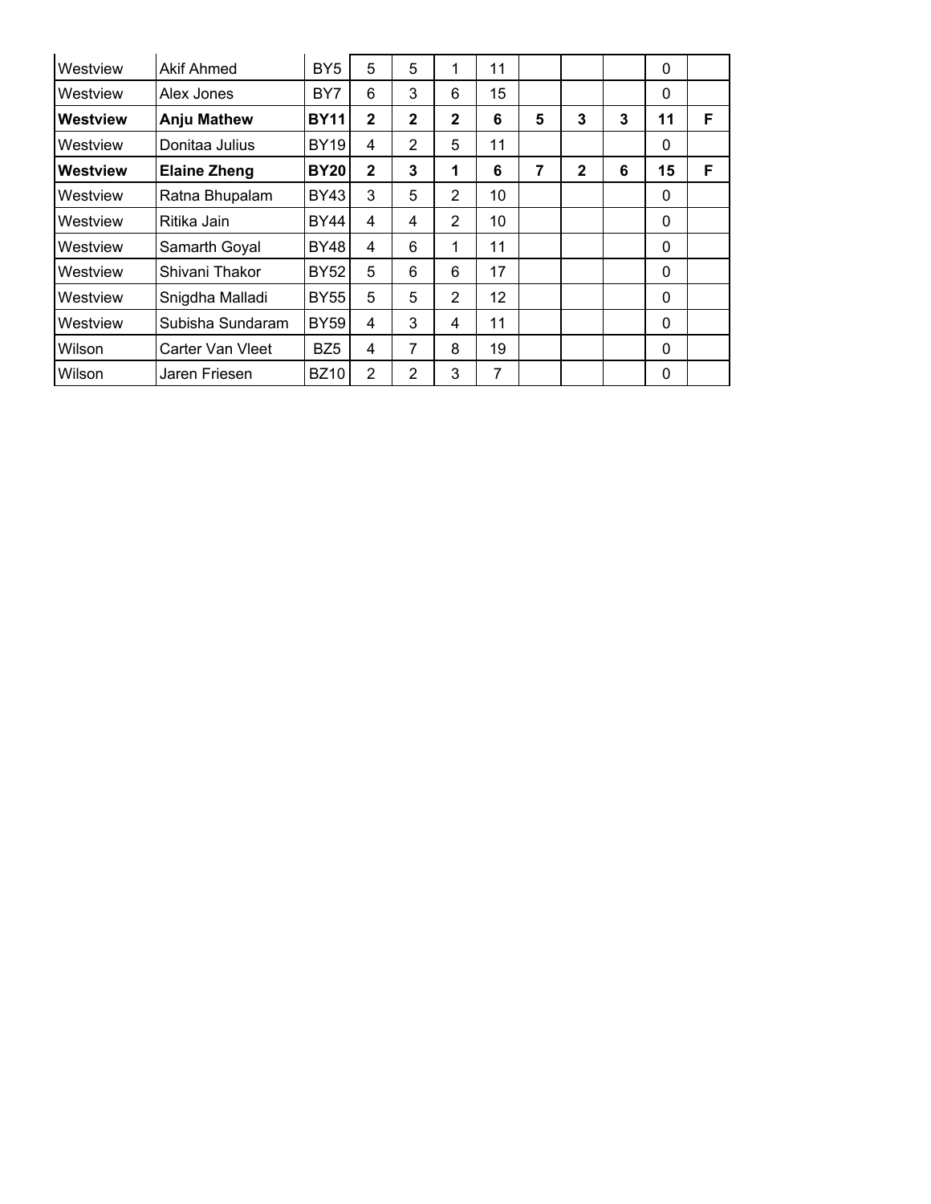| Westview | Akif Ahmed | BY5 | 5 | 5 | 1 | 11 | | | | 0 | |
|---|---|---|---|---|---|---|---|---|---|---|---|
| Westview | Alex Jones | BY7 | 6 | 3 | 6 | 15 | | | | 0 | |
| **Westview** | **Anju Mathew** | **BY11** | **2** | **2** | **2** | **6** | **5** | **3** | **3** | **11** | **F** |
| Westview | Donitaa Julius | BY19 | 4 | 2 | 5 | 11 | | | | 0 | |
| **Westview** | **Elaine Zheng** | **BY20** | **2** | **3** | **1** | **6** | **7** | **2** | **6** | **15** | **F** |
| Westview | Ratna Bhupalam | BY43 | 3 | 5 | 2 | 10 | | | | 0 | |
| Westview | Ritika Jain | BY44 | 4 | 4 | 2 | 10 | | | | 0 | |
| Westview | Samarth Goyal | BY48 | 4 | 6 | 1 | 11 | | | | 0 | |
| Westview | Shivani Thakor | BY52 | 5 | 6 | 6 | 17 | | | | 0 | |
| Westview | Snigdha Malladi | BY55 | 5 | 5 | 2 | 12 | | | | 0 | |
| Westview | Subisha Sundaram | BY59 | 4 | 3 | 4 | 11 | | | | 0 | |
| Wilson | Carter Van Vleet | BZ5 | 4 | 7 | 8 | 19 | | | | 0 | |
| Wilson | Jaren Friesen | BZ10 | 2 | 2 | 3 | 7 | | | | 0 | |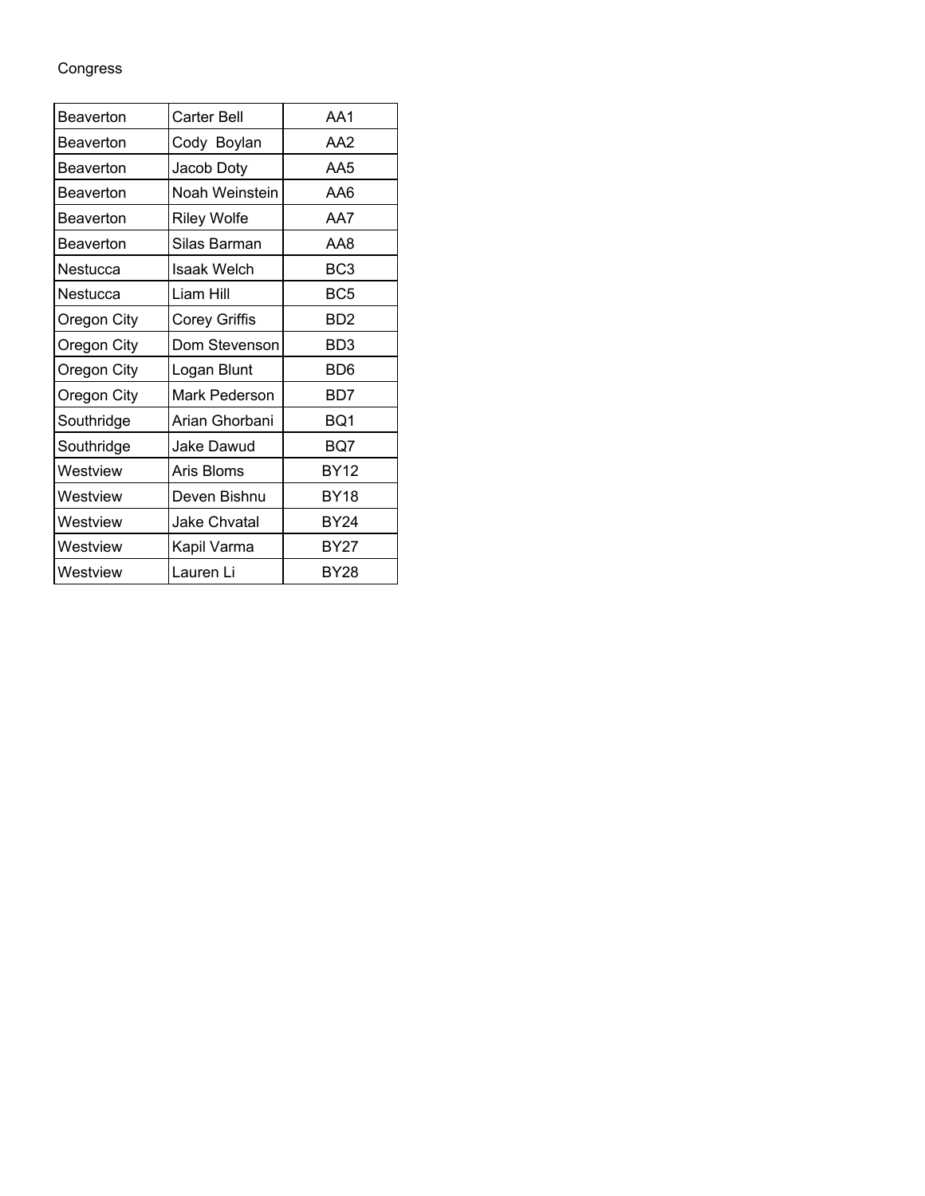Congress

| | | |
|---|---|---|
| Beaverton | Carter Bell | AA1 |
| Beaverton | Cody  Boylan | AA2 |
| Beaverton | Jacob Doty | AA5 |
| Beaverton | Noah Weinstein | AA6 |
| Beaverton | Riley Wolfe | AA7 |
| Beaverton | Silas Barman | AA8 |
| Nestucca | Isaak Welch | BC3 |
| Nestucca | Liam Hill | BC5 |
| Oregon City | Corey Griffis | BD2 |
| Oregon City | Dom Stevenson | BD3 |
| Oregon City | Logan Blunt | BD6 |
| Oregon City | Mark Pederson | BD7 |
| Southridge | Arian Ghorbani | BQ1 |
| Southridge | Jake Dawud | BQ7 |
| Westview | Aris Bloms | BY12 |
| Westview | Deven Bishnu | BY18 |
| Westview | Jake Chvatal | BY24 |
| Westview | Kapil Varma | BY27 |
| Westview | Lauren Li | BY28 |